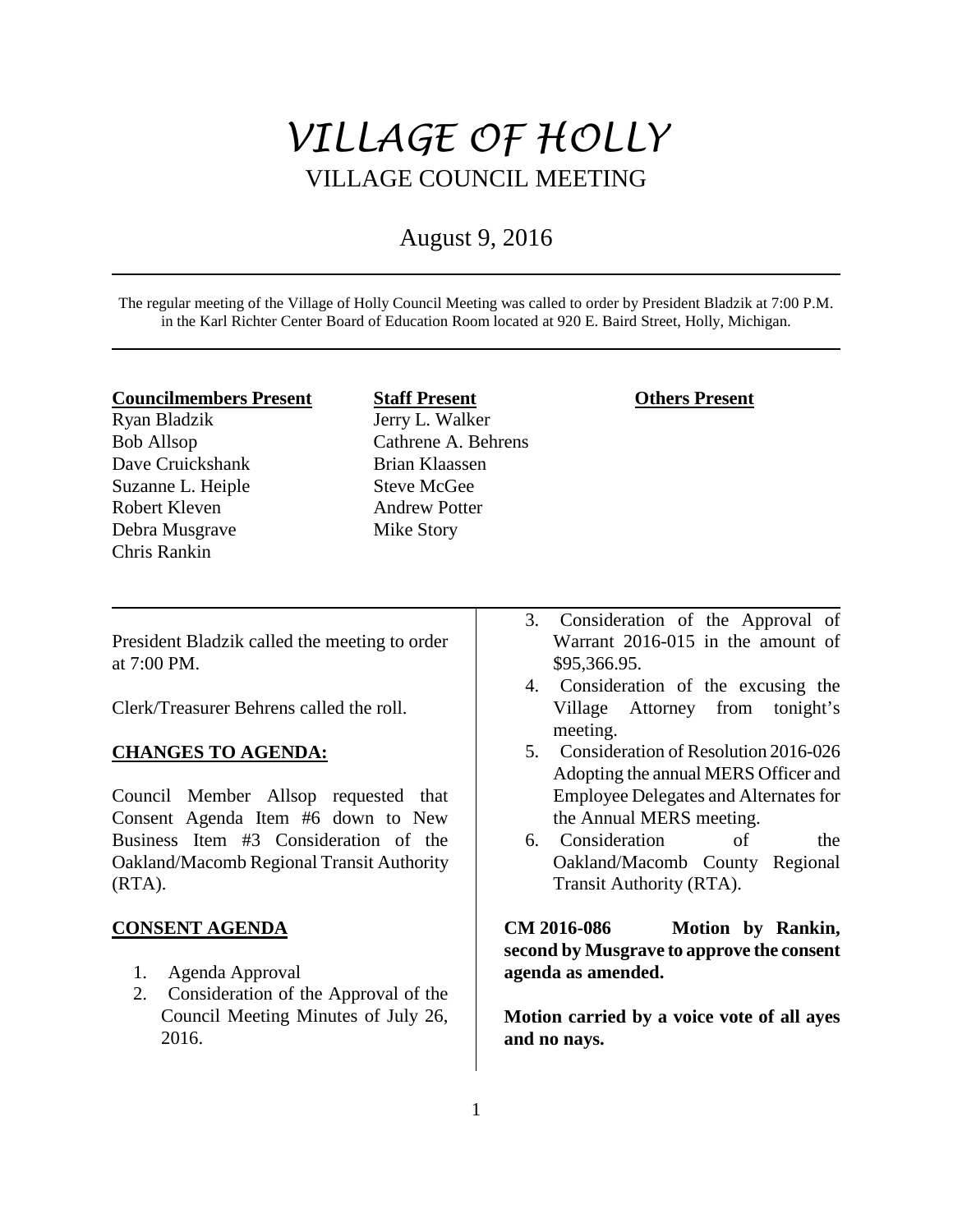# VILLAGE OF HOLLY

## VILLAGE COUNCIL MEETING

### August 9, 2016

The regular meeting of the Village of Holly Council Meeting was called to order by President Bladzik at 7:00 P.M. in the Karl Richter Center Board of Education Room located at 920 E. Baird Street, Holly, Michigan.

| Councilmembers Present | Staff Present | Others Present |
|---|---|---|
| Ryan Bladzik | Jerry L. Walker | |
| Bob Allsop | Cathrene A. Behrens | |
| Dave Cruickshank | Brian Klaassen | |
| Suzanne L. Heiple | Steve McGee | |
| Robert Kleven | Andrew Potter | |
| Debra Musgrave | Mike Story | |
| Chris Rankin | | |

President Bladzik called the meeting to order at 7:00 PM.

Clerk/Treasurer Behrens called the roll.

**CHANGES TO AGENDA:**

Council Member Allsop requested that Consent Agenda Item #6 down to New Business Item #3 Consideration of the Oakland/Macomb Regional Transit Authority (RTA).

**CONSENT AGENDA**

1. Agenda Approval
2. Consideration of the Approval of the Council Meeting Minutes of July 26, 2016.
3. Consideration of the Approval of Warrant 2016-015 in the amount of $95,366.95.
4. Consideration of the excusing the Village Attorney from tonight's meeting.
5. Consideration of Resolution 2016-026 Adopting the annual MERS Officer and Employee Delegates and Alternates for the Annual MERS meeting.
6. Consideration of the Oakland/Macomb County Regional Transit Authority (RTA).

**CM 2016-086 Motion by Rankin, second by Musgrave to approve the consent agenda as amended.**

**Motion carried by a voice vote of all ayes and no nays.**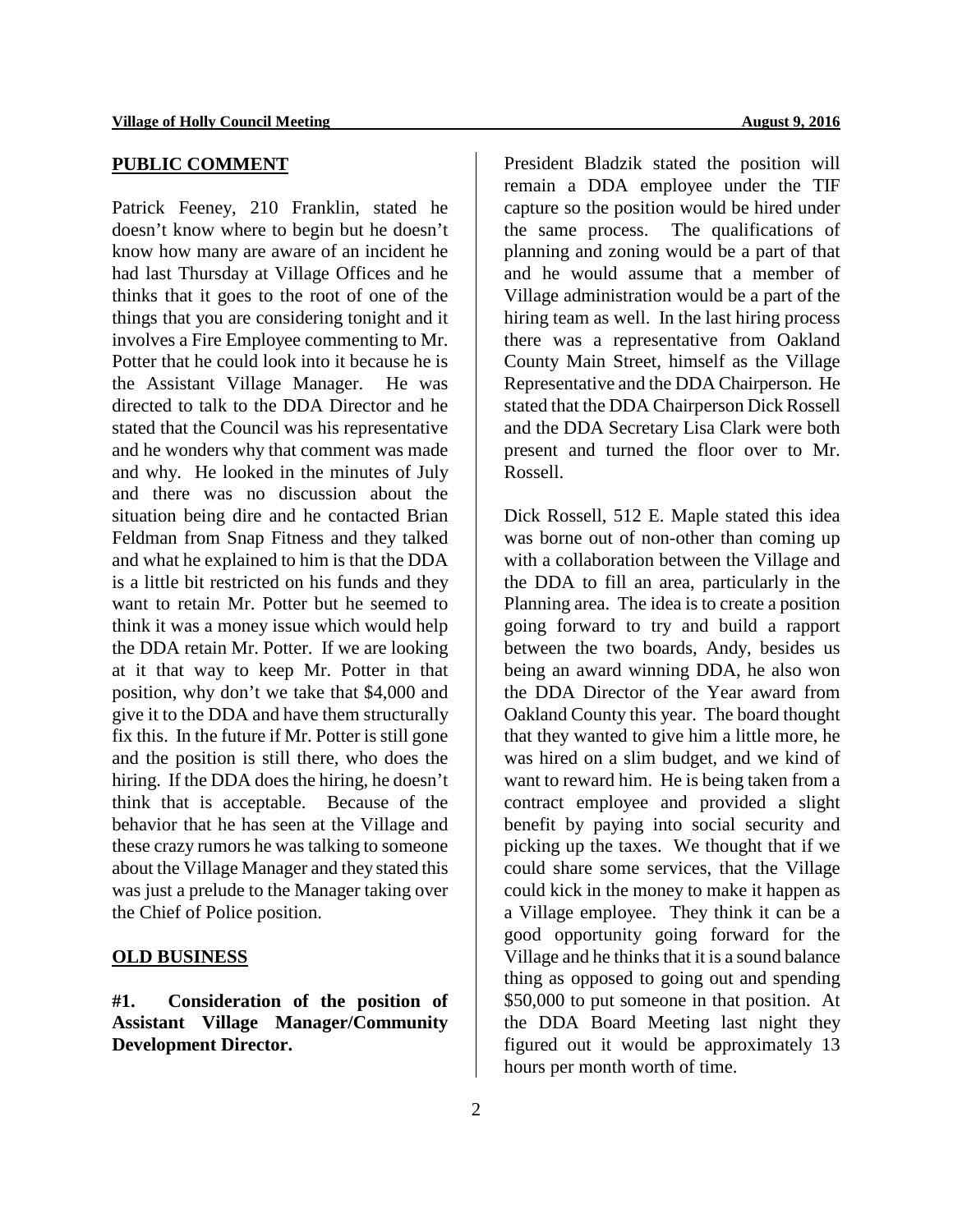## PUBLIC COMMENT

Patrick Feeney, 210 Franklin, stated he doesn't know where to begin but he doesn't know how many are aware of an incident he had last Thursday at Village Offices and he thinks that it goes to the root of one of the things that you are considering tonight and it involves a Fire Employee commenting to Mr. Potter that he could look into it because he is the Assistant Village Manager. He was directed to talk to the DDA Director and he stated that the Council was his representative and he wonders why that comment was made and why. He looked in the minutes of July and there was no discussion about the situation being dire and he contacted Brian Feldman from Snap Fitness and they talked and what he explained to him is that the DDA is a little bit restricted on his funds and they want to retain Mr. Potter but he seemed to think it was a money issue which would help the DDA retain Mr. Potter. If we are looking at it that way to keep Mr. Potter in that position, why don't we take that $4,000 and give it to the DDA and have them structurally fix this. In the future if Mr. Potter is still gone and the position is still there, who does the hiring. If the DDA does the hiring, he doesn't think that is acceptable. Because of the behavior that he has seen at the Village and these crazy rumors he was talking to someone about the Village Manager and they stated this was just a prelude to the Manager taking over the Chief of Police position.

## OLD BUSINESS

**#1. Consideration of the position of Assistant Village Manager/Community Development Director.**

President Bladzik stated the position will remain a DDA employee under the TIF capture so the position would be hired under the same process. The qualifications of planning and zoning would be a part of that and he would assume that a member of Village administration would be a part of the hiring team as well. In the last hiring process there was a representative from Oakland County Main Street, himself as the Village Representative and the DDA Chairperson. He stated that the DDA Chairperson Dick Rossell and the DDA Secretary Lisa Clark were both present and turned the floor over to Mr. Rossell.

Dick Rossell, 512 E. Maple stated this idea was borne out of non-other than coming up with a collaboration between the Village and the DDA to fill an area, particularly in the Planning area. The idea is to create a position going forward to try and build a rapport between the two boards, Andy, besides us being an award winning DDA, he also won the DDA Director of the Year award from Oakland County this year. The board thought that they wanted to give him a little more, he was hired on a slim budget, and we kind of want to reward him. He is being taken from a contract employee and provided a slight benefit by paying into social security and picking up the taxes. We thought that if we could share some services, that the Village could kick in the money to make it happen as a Village employee. They think it can be a good opportunity going forward for the Village and he thinks that it is a sound balance thing as opposed to going out and spending $50,000 to put someone in that position. At the DDA Board Meeting last night they figured out it would be approximately 13 hours per month worth of time.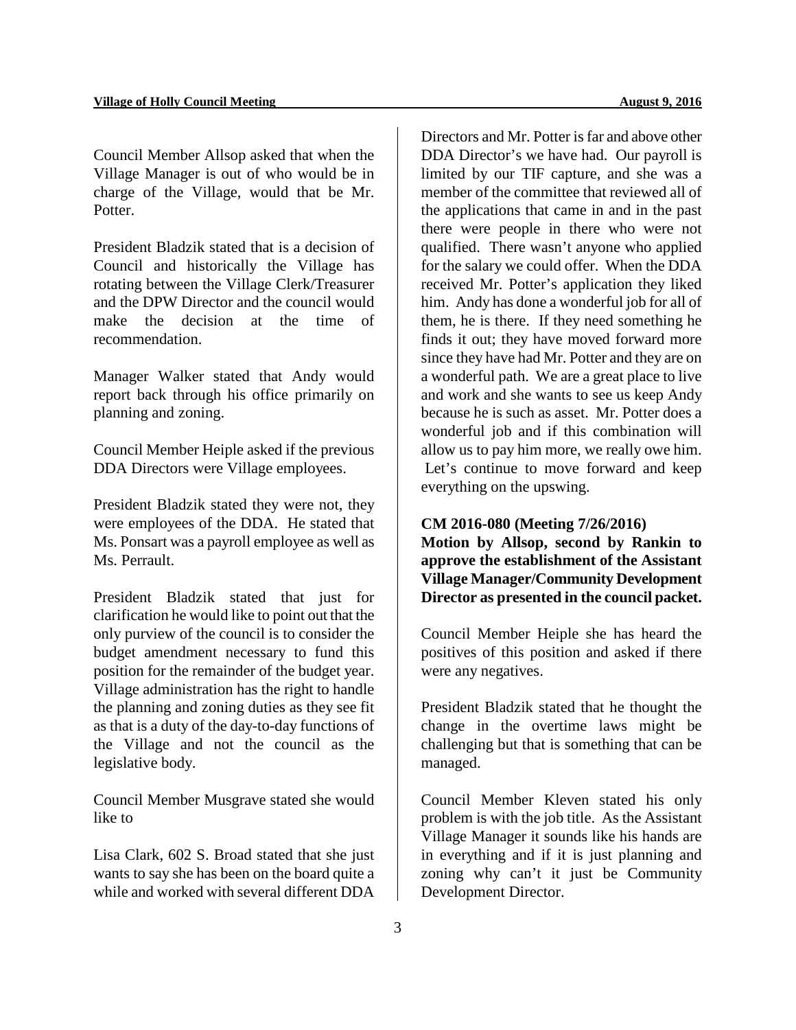Council Member Allsop asked that when the Village Manager is out of who would be in charge of the Village, would that be Mr. Potter.

President Bladzik stated that is a decision of Council and historically the Village has rotating between the Village Clerk/Treasurer and the DPW Director and the council would make the decision at the time of recommendation.

Manager Walker stated that Andy would report back through his office primarily on planning and zoning.

Council Member Heiple asked if the previous DDA Directors were Village employees.

President Bladzik stated they were not, they were employees of the DDA. He stated that Ms. Ponsart was a payroll employee as well as Ms. Perrault.

President Bladzik stated that just for clarification he would like to point out that the only purview of the council is to consider the budget amendment necessary to fund this position for the remainder of the budget year. Village administration has the right to handle the planning and zoning duties as they see fit as that is a duty of the day-to-day functions of the Village and not the council as the legislative body.

Council Member Musgrave stated she would like to

Lisa Clark, 602 S. Broad stated that she just wants to say she has been on the board quite a while and worked with several different DDA Directors and Mr. Potter is far and above other DDA Director's we have had. Our payroll is limited by our TIF capture, and she was a member of the committee that reviewed all of the applications that came in and in the past there were people in there who were not qualified. There wasn't anyone who applied for the salary we could offer. When the DDA received Mr. Potter's application they liked him. Andy has done a wonderful job for all of them, he is there. If they need something he finds it out; they have moved forward more since they have had Mr. Potter and they are on a wonderful path. We are a great place to live and work and she wants to see us keep Andy because he is such as asset. Mr. Potter does a wonderful job and if this combination will allow us to pay him more, we really owe him. Let's continue to move forward and keep everything on the upswing.

**CM 2016-080 (Meeting 7/26/2016)**
**Motion by Allsop, second by Rankin to approve the establishment of the Assistant Village Manager/Community Development Director as presented in the council packet.**

Council Member Heiple she has heard the positives of this position and asked if there were any negatives.

President Bladzik stated that he thought the change in the overtime laws might be challenging but that is something that can be managed.

Council Member Kleven stated his only problem is with the job title. As the Assistant Village Manager it sounds like his hands are in everything and if it is just planning and zoning why can't it just be Community Development Director.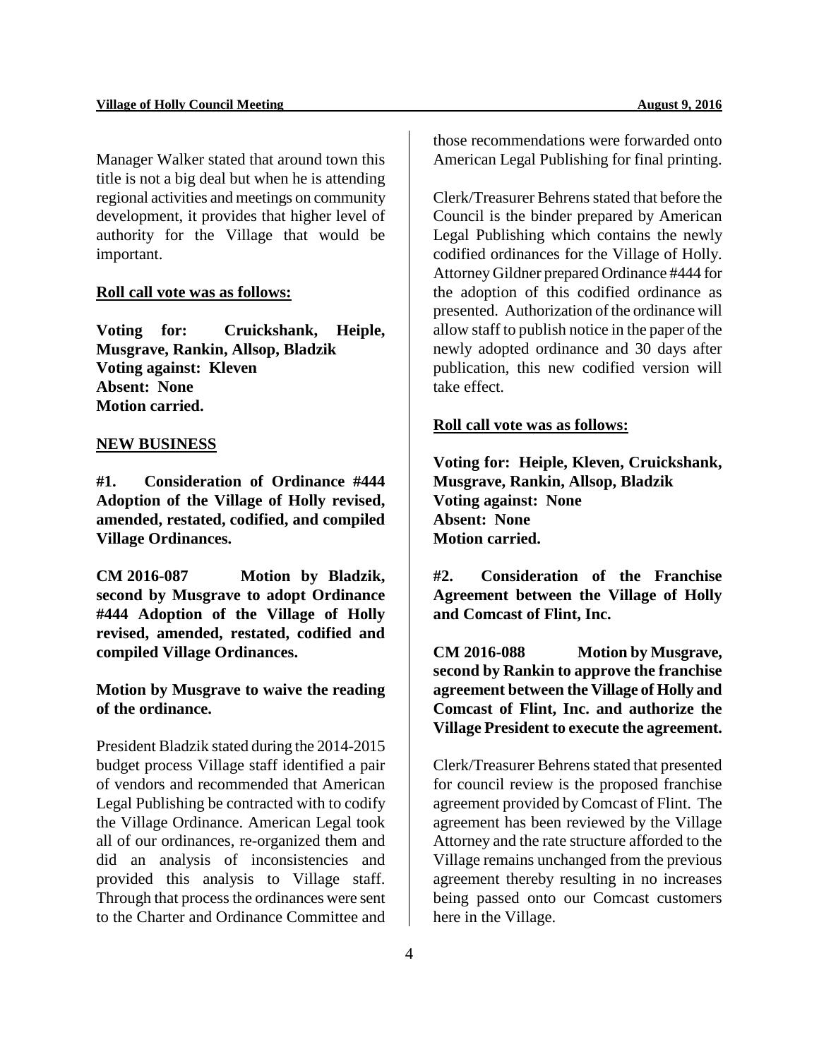Manager Walker stated that around town this title is not a big deal but when he is attending regional activities and meetings on community development, it provides that higher level of authority for the Village that would be important.

**Roll call vote was as follows:**

**Voting for: Cruickshank, Heiple, Musgrave, Rankin, Allsop, Bladzik**
**Voting against: Kleven**
**Absent: None**
**Motion carried.**

**NEW BUSINESS**

**#1. Consideration of Ordinance #444 Adoption of the Village of Holly revised, amended, restated, codified, and compiled Village Ordinances.**

**CM 2016-087 Motion by Bladzik, second by Musgrave to adopt Ordinance #444 Adoption of the Village of Holly revised, amended, restated, codified and compiled Village Ordinances.**

**Motion by Musgrave to waive the reading of the ordinance.**

President Bladzik stated during the 2014-2015 budget process Village staff identified a pair of vendors and recommended that American Legal Publishing be contracted with to codify the Village Ordinance. American Legal took all of our ordinances, re-organized them and did an analysis of inconsistencies and provided this analysis to Village staff. Through that process the ordinances were sent to the Charter and Ordinance Committee and those recommendations were forwarded onto American Legal Publishing for final printing.

Clerk/Treasurer Behrens stated that before the Council is the binder prepared by American Legal Publishing which contains the newly codified ordinances for the Village of Holly. Attorney Gildner prepared Ordinance #444 for the adoption of this codified ordinance as presented. Authorization of the ordinance will allow staff to publish notice in the paper of the newly adopted ordinance and 30 days after publication, this new codified version will take effect.

**Roll call vote was as follows:**

**Voting for: Heiple, Kleven, Cruickshank, Musgrave, Rankin, Allsop, Bladzik**
**Voting against: None**
**Absent: None**
**Motion carried.**

**#2. Consideration of the Franchise Agreement between the Village of Holly and Comcast of Flint, Inc.**

**CM 2016-088 Motion by Musgrave, second by Rankin to approve the franchise agreement between the Village of Holly and Comcast of Flint, Inc. and authorize the Village President to execute the agreement.**

Clerk/Treasurer Behrens stated that presented for council review is the proposed franchise agreement provided by Comcast of Flint. The agreement has been reviewed by the Village Attorney and the rate structure afforded to the Village remains unchanged from the previous agreement thereby resulting in no increases being passed onto our Comcast customers here in the Village.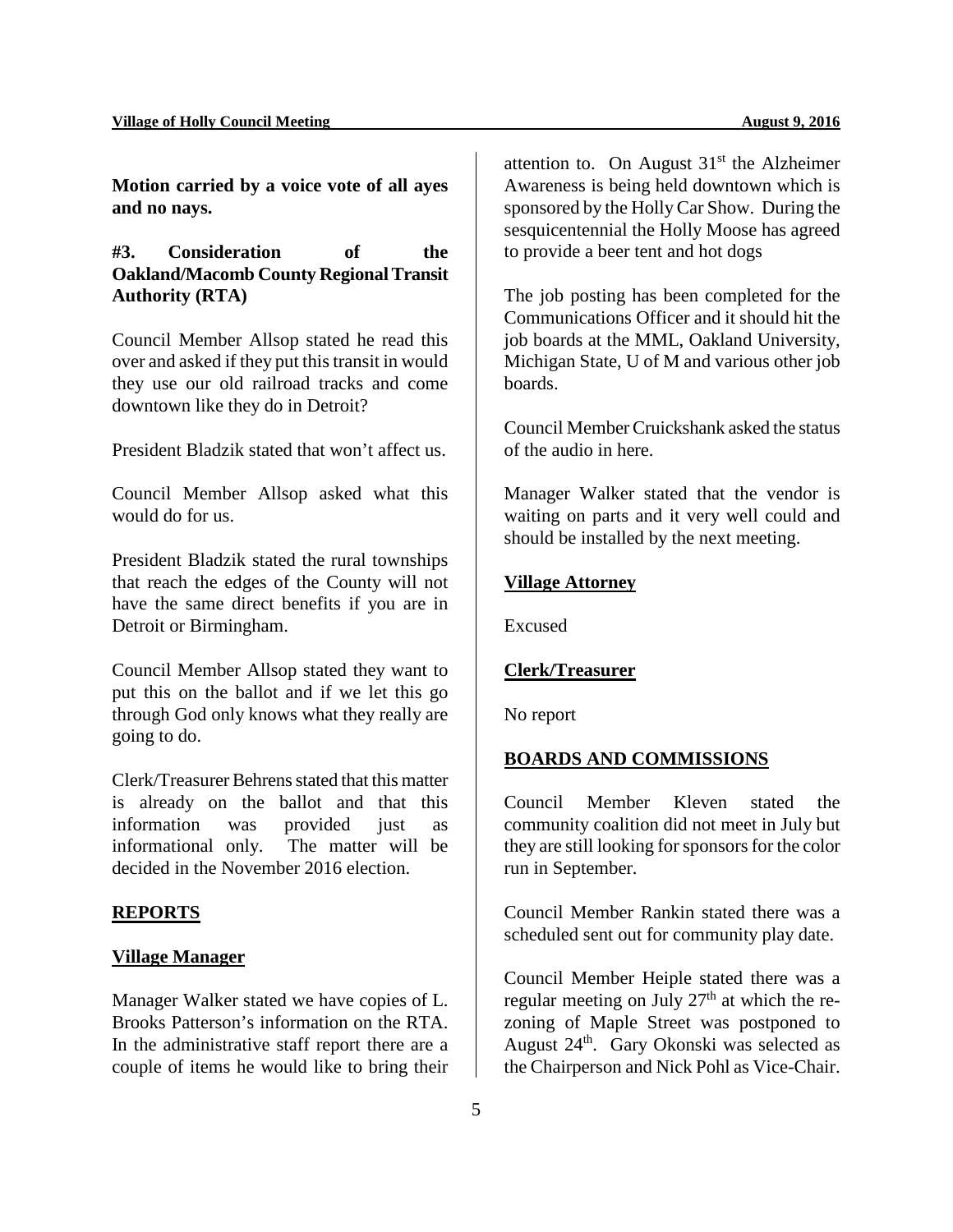**Motion carried by a voice vote of all ayes and no nays.**

**#3. Consideration of the Oakland/Macomb County Regional Transit Authority (RTA)**

Council Member Allsop stated he read this over and asked if they put this transit in would they use our old railroad tracks and come downtown like they do in Detroit?

President Bladzik stated that won't affect us.

Council Member Allsop asked what this would do for us.

President Bladzik stated the rural townships that reach the edges of the County will not have the same direct benefits if you are in Detroit or Birmingham.

Council Member Allsop stated they want to put this on the ballot and if we let this go through God only knows what they really are going to do.

Clerk/Treasurer Behrens stated that this matter is already on the ballot and that this information was provided just as informational only. The matter will be decided in the November 2016 election.

## REPORTS

### Village Manager

Manager Walker stated we have copies of L. Brooks Patterson's information on the RTA. In the administrative staff report there are a couple of items he would like to bring their attention to. On August 31st the Alzheimer Awareness is being held downtown which is sponsored by the Holly Car Show. During the sesquicentennial the Holly Moose has agreed to provide a beer tent and hot dogs

The job posting has been completed for the Communications Officer and it should hit the job boards at the MML, Oakland University, Michigan State, U of M and various other job boards.

Council Member Cruickshank asked the status of the audio in here.

Manager Walker stated that the vendor is waiting on parts and it very well could and should be installed by the next meeting.

### Village Attorney

Excused

### Clerk/Treasurer

No report

## BOARDS AND COMMISSIONS

Council Member Kleven stated the community coalition did not meet in July but they are still looking for sponsors for the color run in September.

Council Member Rankin stated there was a scheduled sent out for community play date.

Council Member Heiple stated there was a regular meeting on July 27th at which the re-zoning of Maple Street was postponed to August 24th. Gary Okonski was selected as the Chairperson and Nick Pohl as Vice-Chair.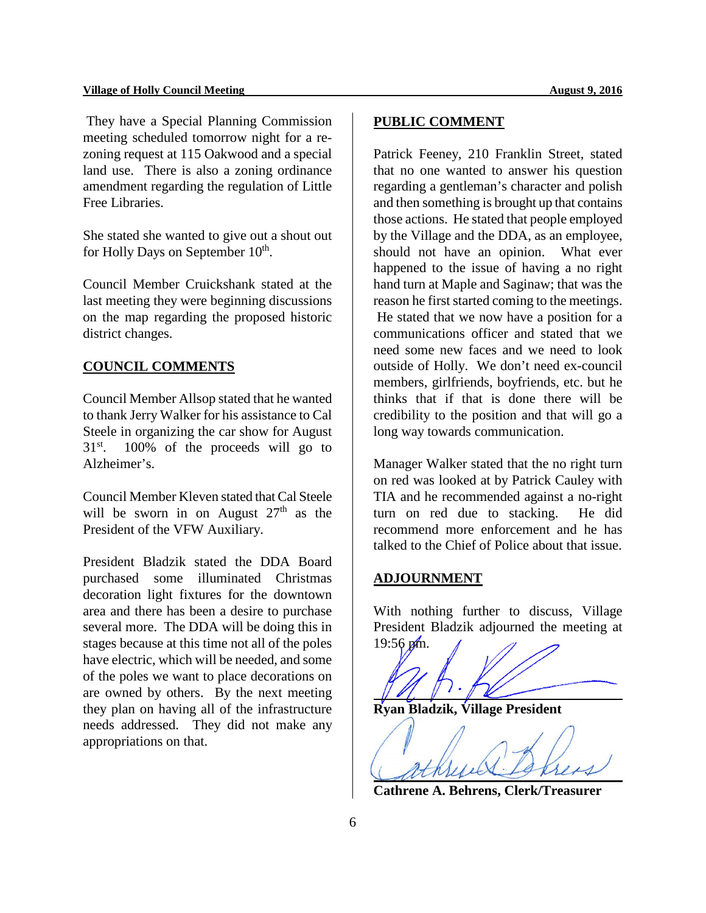They have a Special Planning Commission meeting scheduled tomorrow night for a re-zoning request at 115 Oakwood and a special land use. There is also a zoning ordinance amendment regarding the regulation of Little Free Libraries.

She stated she wanted to give out a shout out for Holly Days on September 10th.

Council Member Cruickshank stated at the last meeting they were beginning discussions on the map regarding the proposed historic district changes.

## COUNCIL COMMENTS

Council Member Allsop stated that he wanted to thank Jerry Walker for his assistance to Cal Steele in organizing the car show for August 31st. 100% of the proceeds will go to Alzheimer's.

Council Member Kleven stated that Cal Steele will be sworn in on August 27th as the President of the VFW Auxiliary.

President Bladzik stated the DDA Board purchased some illuminated Christmas decoration light fixtures for the downtown area and there has been a desire to purchase several more. The DDA will be doing this in stages because at this time not all of the poles have electric, which will be needed, and some of the poles we want to place decorations on are owned by others. By the next meeting they plan on having all of the infrastructure needs addressed. They did not make any appropriations on that.

## PUBLIC COMMENT

Patrick Feeney, 210 Franklin Street, stated that no one wanted to answer his question regarding a gentleman's character and polish and then something is brought up that contains those actions. He stated that people employed by the Village and the DDA, as an employee, should not have an opinion. What ever happened to the issue of having a no right hand turn at Maple and Saginaw; that was the reason he first started coming to the meetings. He stated that we now have a position for a communications officer and stated that we need some new faces and we need to look outside of Holly. We don't need ex-council members, girlfriends, boyfriends, etc. but he thinks that if that is done there will be credibility to the position and that will go a long way towards communication.

Manager Walker stated that the no right turn on red was looked at by Patrick Cauley with TIA and he recommended against a no-right turn on red due to stacking. He did recommend more enforcement and he has talked to the Chief of Police about that issue.

## ADJOURNMENT

With nothing further to discuss, Village President Bladzik adjourned the meeting at 19:56 pm.

**Ryan Bladzik, Village President**

**Cathrene A. Behrens, Clerk/Treasurer**